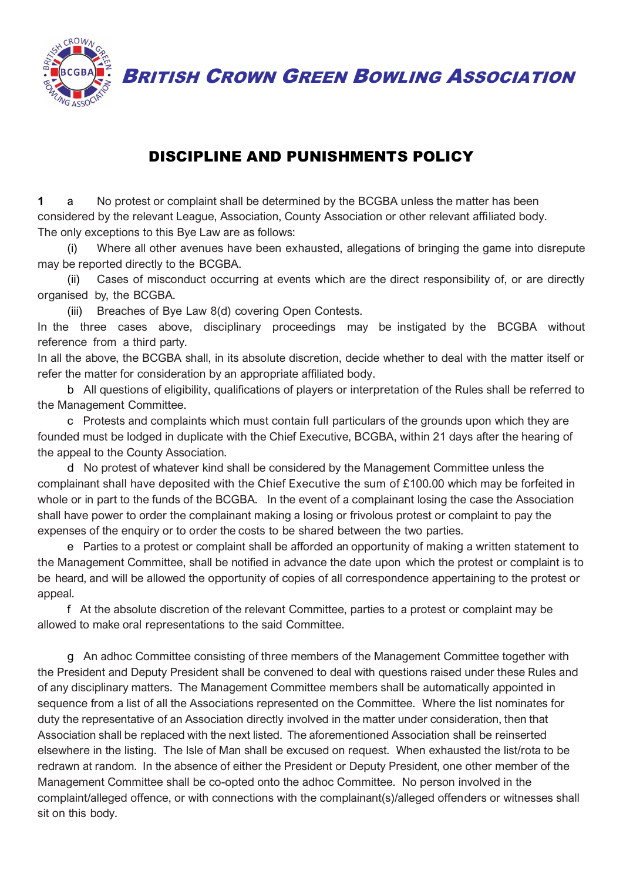# BRITISH CROWN GREEN BOWLING ASSOCIATION

## DISCIPLINE AND PUNISHMENTS POLICY

**1** a No protest or complaint shall be determined by the BCGBA unless the matter has been considered by the relevant League, Association, County Association or other relevant affiliated body. The only exceptions to this Bye Law are as follows:

(i) Where all other avenues have been exhausted, allegations of bringing the game into disrepute may be reported directly to the BCGBA.

(ii) Cases of misconduct occurring at events which are the direct responsibility of, or are directly organised by, the BCGBA.

(iii) Breaches of Bye Law 8(d) covering Open Contests.

In the three cases above, disciplinary proceedings may be instigated by the BCGBA without reference from a third party.

In all the above, the BCGBA shall, in its absolute discretion, decide whether to deal with the matter itself or refer the matter for consideration by an appropriate affiliated body.

b All questions of eligibility, qualifications of players or interpretation of the Rules shall be referred to the Management Committee.

c Protests and complaints which must contain full particulars of the grounds upon which they are founded must be lodged in duplicate with the Chief Executive, BCGBA, within 21 days after the hearing of the appeal to the County Association.

d No protest of whatever kind shall be considered by the Management Committee unless the complainant shall have deposited with the Chief Executive the sum of £100.00 which may be forfeited in whole or in part to the funds of the BCGBA. In the event of a complainant losing the case the Association shall have power to order the complainant making a losing or frivolous protest or complaint to pay the expenses of the enquiry or to order the costs to be shared between the two parties.

e Parties to a protest or complaint shall be afforded an opportunity of making a written statement to the Management Committee, shall be notified in advance the date upon which the protest or complaint is to be heard, and will be allowed the opportunity of copies of all correspondence appertaining to the protest or appeal.

f At the absolute discretion of the relevant Committee, parties to a protest or complaint may be allowed to make oral representations to the said Committee.

g An adhoc Committee consisting of three members of the Management Committee together with the President and Deputy President shall be convened to deal with questions raised under these Rules and of any disciplinary matters. The Management Committee members shall be automatically appointed in sequence from a list of all the Associations represented on the Committee. Where the list nominates for duty the representative of an Association directly involved in the matter under consideration, then that Association shall be replaced with the next listed. The aforementioned Association shall be reinserted elsewhere in the listing. The Isle of Man shall be excused on request. When exhausted the list/rota to be redrawn at random. In the absence of either the President or Deputy President, one other member of the Management Committee shall be co-opted onto the adhoc Committee. No person involved in the complaint/alleged offence, or with connections with the complainant(s)/alleged offenders or witnesses shall sit on this body.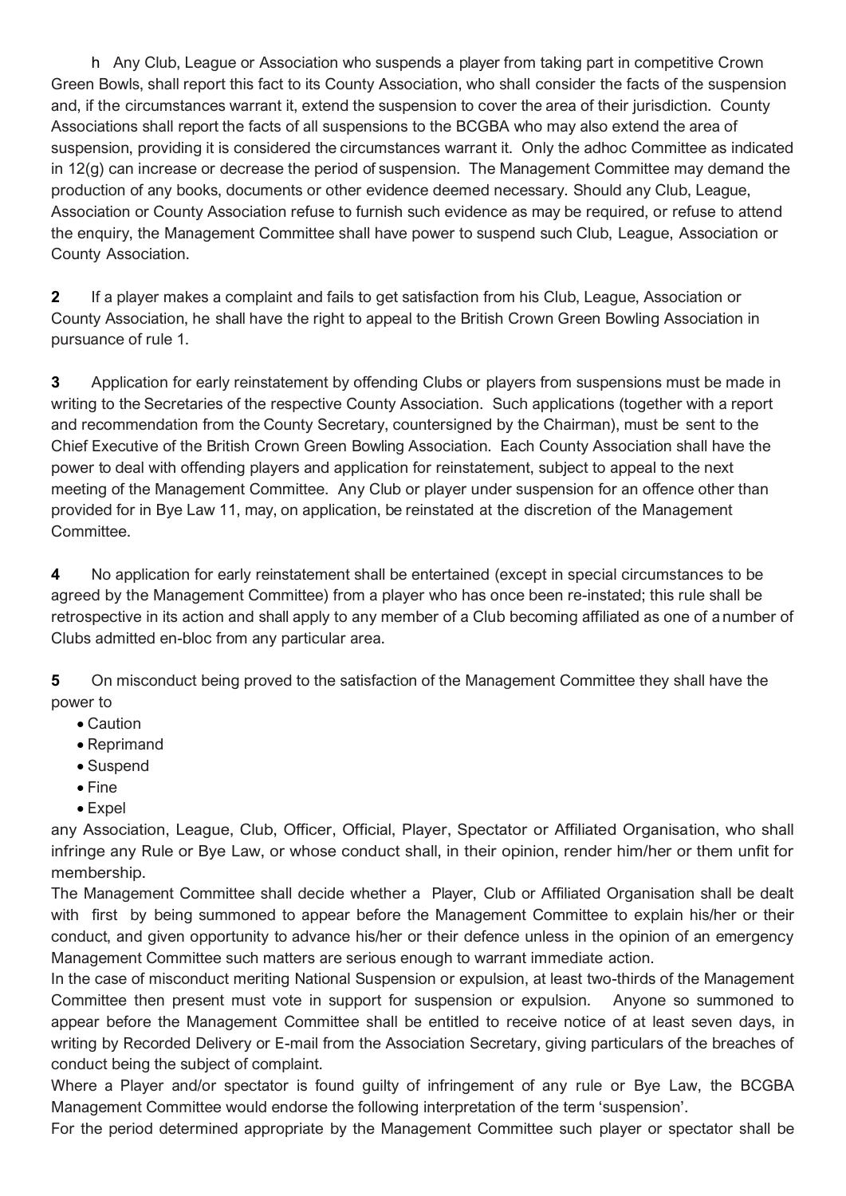h Any Club, League or Association who suspends a player from taking part in competitive Crown Green Bowls, shall report this fact to its County Association, who shall consider the facts of the suspension and, if the circumstances warrant it, extend the suspension to cover the area of their jurisdiction. County Associations shall report the facts of all suspensions to the BCGBA who may also extend the area of suspension, providing it is considered the circumstances warrant it. Only the adhoc Committee as indicated in 12(g) can increase or decrease the period of suspension. The Management Committee may demand the production of any books, documents or other evidence deemed necessary. Should any Club, League, Association or County Association refuse to furnish such evidence as may be required, or refuse to attend the enquiry, the Management Committee shall have power to suspend such Club, League, Association or County Association.

**2** If a player makes a complaint and fails to get satisfaction from his Club, League, Association or County Association, he shall have the right to appeal to the British Crown Green Bowling Association in pursuance of rule 1.

**3** Application for early reinstatement by offending Clubs or players from suspensions must be made in writing to the Secretaries of the respective County Association. Such applications (together with a report and recommendation from the County Secretary, countersigned by the Chairman), must be sent to the Chief Executive of the British Crown Green Bowling Association. Each County Association shall have the power to deal with offending players and application for reinstatement, subject to appeal to the next meeting of the Management Committee. Any Club or player under suspension for an offence other than provided for in Bye Law 11, may, on application, be reinstated at the discretion of the Management Committee.

**4** No application for early reinstatement shall be entertained (except in special circumstances to be agreed by the Management Committee) from a player who has once been re-instated; this rule shall be retrospective in its action and shall apply to any member of a Club becoming affiliated as one of a number of Clubs admitted en-bloc from any particular area.

**5** On misconduct being proved to the satisfaction of the Management Committee they shall have the power to

- Caution
- Reprimand
- Suspend
- Fine
- Expel

any Association, League, Club, Officer, Official, Player, Spectator or Affiliated Organisation, who shall infringe any Rule or Bye Law, or whose conduct shall, in their opinion, render him/her or them unfit for membership.

The Management Committee shall decide whether a Player, Club or Affiliated Organisation shall be dealt with first by being summoned to appear before the Management Committee to explain his/her or their conduct, and given opportunity to advance his/her or their defence unless in the opinion of an emergency Management Committee such matters are serious enough to warrant immediate action.

In the case of misconduct meriting National Suspension or expulsion, at least two-thirds of the Management Committee then present must vote in support for suspension or expulsion. Anyone so summoned to appear before the Management Committee shall be entitled to receive notice of at least seven days, in writing by Recorded Delivery or E-mail from the Association Secretary, giving particulars of the breaches of conduct being the subject of complaint.

Where a Player and/or spectator is found guilty of infringement of any rule or Bye Law, the BCGBA Management Committee would endorse the following interpretation of the term 'suspension'.

For the period determined appropriate by the Management Committee such player or spectator shall be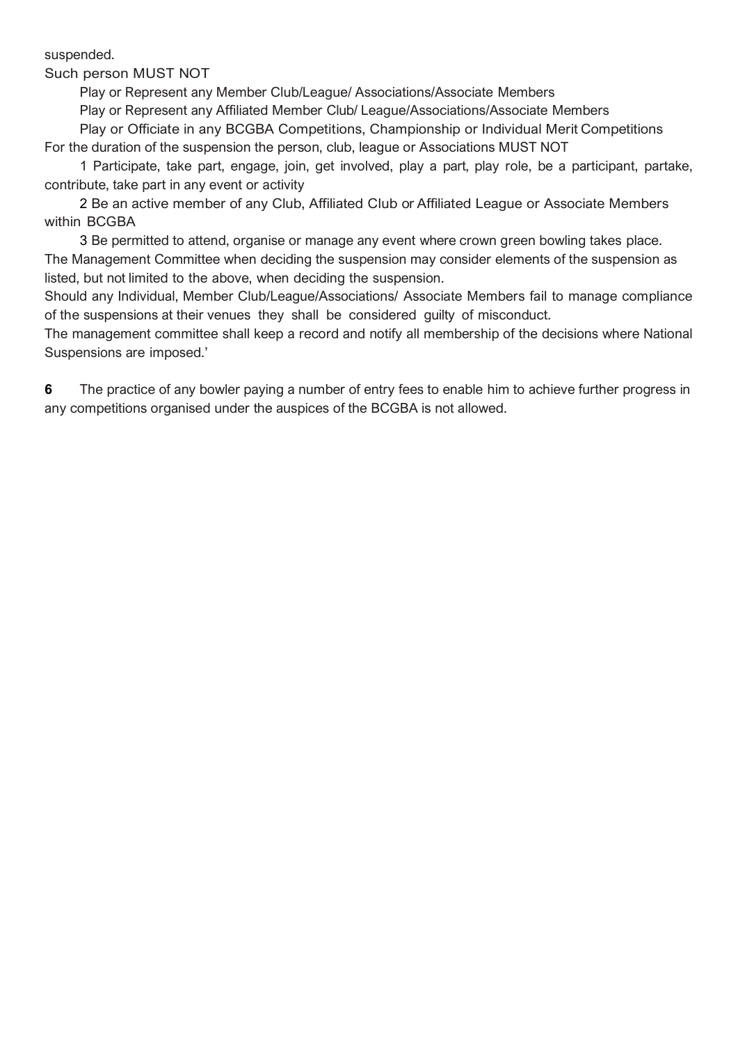suspended.

Such person MUST NOT

Play or Represent any Member Club/League/ Associations/Associate Members

Play or Represent any Affiliated Member Club/ League/Associations/Associate Members

Play or Officiate in any BCGBA Competitions, Championship or Individual Merit Competitions

For the duration of the suspension the person, club, league or Associations MUST NOT

1 Participate, take part, engage, join, get involved, play a part, play role, be a participant, partake, contribute, take part in any event or activity

2 Be an active member of any Club, Affiliated Club or Affiliated League or Associate Members within BCGBA

3 Be permitted to attend, organise or manage any event where crown green bowling takes place.

The Management Committee when deciding the suspension may consider elements of the suspension as listed, but not limited to the above, when deciding the suspension.

Should any Individual, Member Club/League/Associations/ Associate Members fail to manage compliance of the suspensions at their venues they shall be considered guilty of misconduct.

The management committee shall keep a record and notify all membership of the decisions where National Suspensions are imposed.'

**6** The practice of any bowler paying a number of entry fees to enable him to achieve further progress in any competitions organised under the auspices of the BCGBA is not allowed.